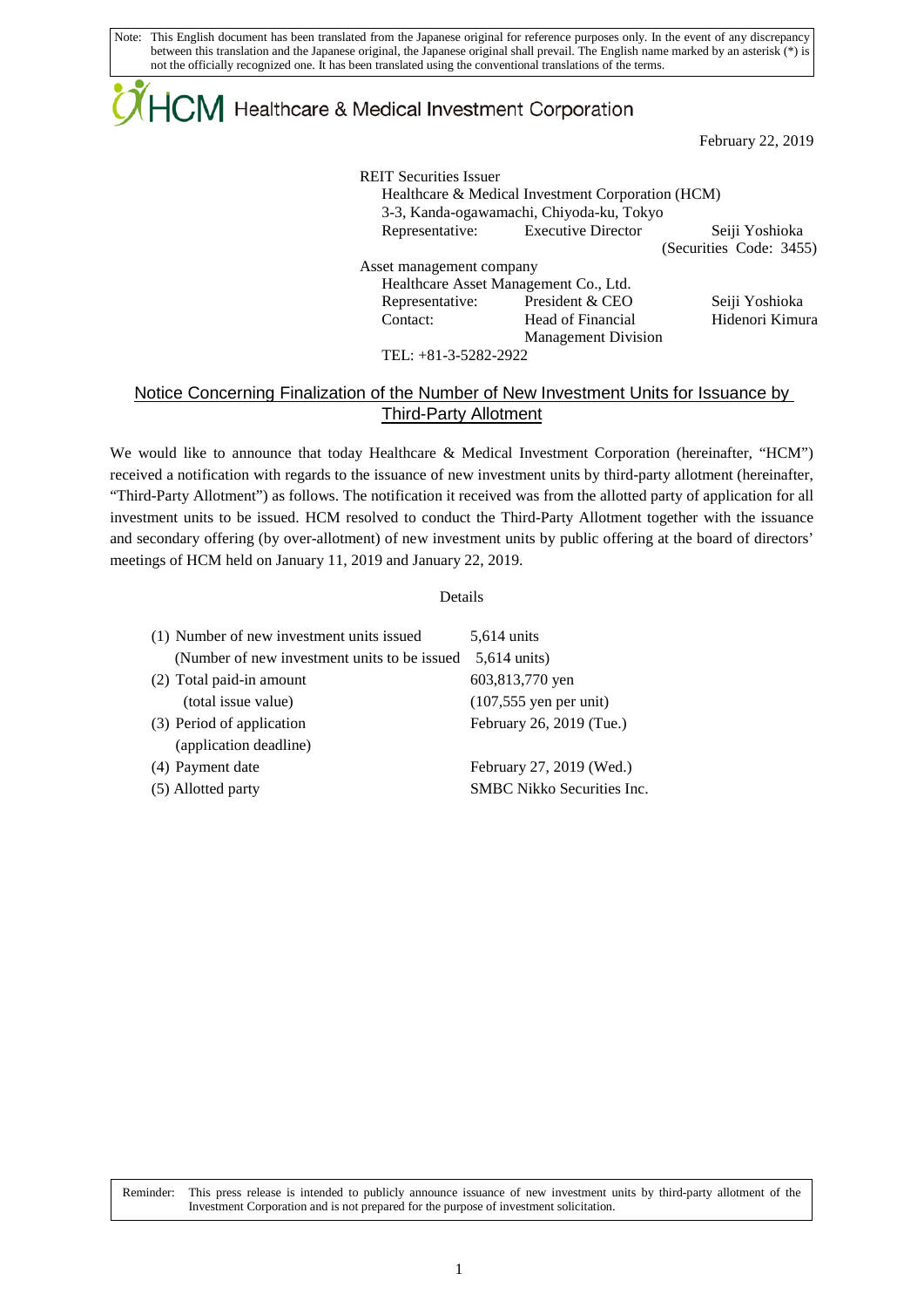Note: This English document has been translated from the Japanese original for reference purposes only. In the event of any discrepancy between this translation and the Japanese original, the Japanese original shall prevail. The English name marked by an asterisk (*) is not the officially recognized one. It has been translated using the conventional translations of the terms.

HCM Healthcare & Medical Investment Corporation

February 22, 2019

REIT Securities Issuer
Healthcare & Medical Investment Corporation (HCM)
3-3, Kanda-ogawamachi, Chiyoda-ku, Tokyo
Representative: Executive Director Seiji Yoshioka
(Securities Code: 3455)

Asset management company
Healthcare Asset Management Co., Ltd.
Representative: President & CEO Seiji Yoshioka
Contact: Head of Financial Management Division Hidenori Kimura
TEL: +81-3-5282-2922

# Notice Concerning Finalization of the Number of New Investment Units for Issuance by Third-Party Allotment

We would like to announce that today Healthcare & Medical Investment Corporation (hereinafter, "HCM") received a notification with regards to the issuance of new investment units by third-party allotment (hereinafter, "Third-Party Allotment") as follows. The notification it received was from the allotted party of application for all investment units to be issued. HCM resolved to conduct the Third-Party Allotment together with the issuance and secondary offering (by over-allotment) of new investment units by public offering at the board of directors' meetings of HCM held on January 11, 2019 and January 22, 2019.

Details

| | |
|---|---|
| (1) Number of new investment units issued (Number of new investment units to be issued | 5,614 units 5,614 units) |
| (2) Total paid-in amount (total issue value) | 603,813,770 yen (107,555 yen per unit) |
| (3) Period of application (application deadline) | February 26, 2019 (Tue.) |
| (4) Payment date | February 27, 2019 (Wed.) |
| (5) Allotted party | SMBC Nikko Securities Inc. |

Reminder: This press release is intended to publicly announce issuance of new investment units by third-party allotment of the Investment Corporation and is not prepared for the purpose of investment solicitation.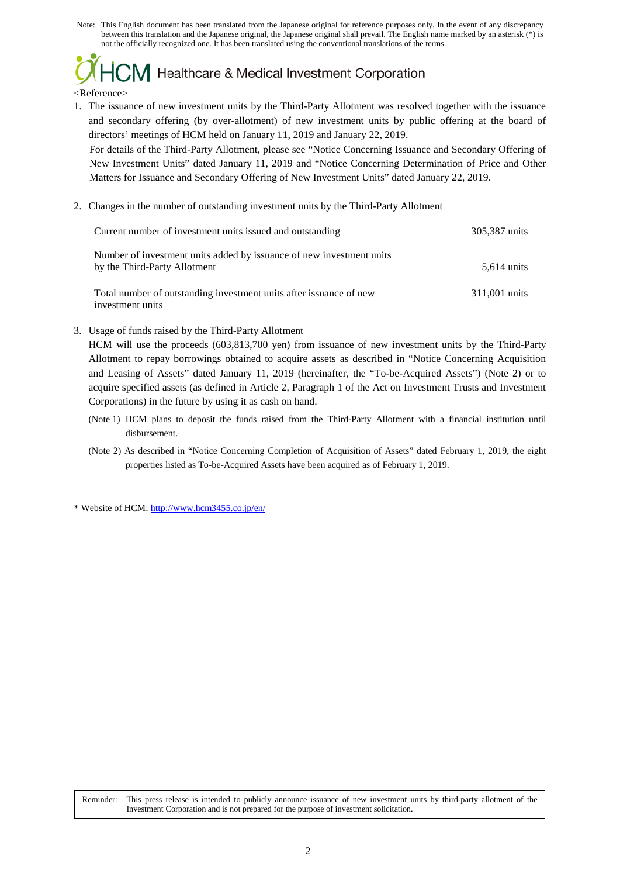Note: This English document has been translated from the Japanese original for reference purposes only. In the event of any discrepancy between this translation and the Japanese original, the Japanese original shall prevail. The English name marked by an asterisk (*) is not the officially recognized one. It has been translated using the conventional translations of the terms.

HCM Healthcare & Medical Investment Corporation

<Reference>

1. The issuance of new investment units by the Third-Party Allotment was resolved together with the issuance and secondary offering (by over-allotment) of new investment units by public offering at the board of directors' meetings of HCM held on January 11, 2019 and January 22, 2019.
   For details of the Third-Party Allotment, please see "Notice Concerning Issuance and Secondary Offering of New Investment Units" dated January 11, 2019 and "Notice Concerning Determination of Price and Other Matters for Issuance and Secondary Offering of New Investment Units" dated January 22, 2019.

2. Changes in the number of outstanding investment units by the Third-Party Allotment

| | |
|---|---|
| Current number of investment units issued and outstanding | 305,387 units |
| Number of investment units added by issuance of new investment units by the Third-Party Allotment | 5,614 units |
| Total number of outstanding investment units after issuance of new investment units | 311,001 units |

3. Usage of funds raised by the Third-Party Allotment
   HCM will use the proceeds (603,813,700 yen) from issuance of new investment units by the Third-Party Allotment to repay borrowings obtained to acquire assets as described in "Notice Concerning Acquisition and Leasing of Assets" dated January 11, 2019 (hereinafter, the "To-be-Acquired Assets") (Note 2) or to acquire specified assets (as defined in Article 2, Paragraph 1 of the Act on Investment Trusts and Investment Corporations) in the future by using it as cash on hand.

   (Note 1) HCM plans to deposit the funds raised from the Third-Party Allotment with a financial institution until disbursement.

   (Note 2) As described in "Notice Concerning Completion of Acquisition of Assets" dated February 1, 2019, the eight properties listed as To-be-Acquired Assets have been acquired as of February 1, 2019.

* Website of HCM: http://www.hcm3455.co.jp/en/

Reminder: This press release is intended to publicly announce issuance of new investment units by third-party allotment of the Investment Corporation and is not prepared for the purpose of investment solicitation.